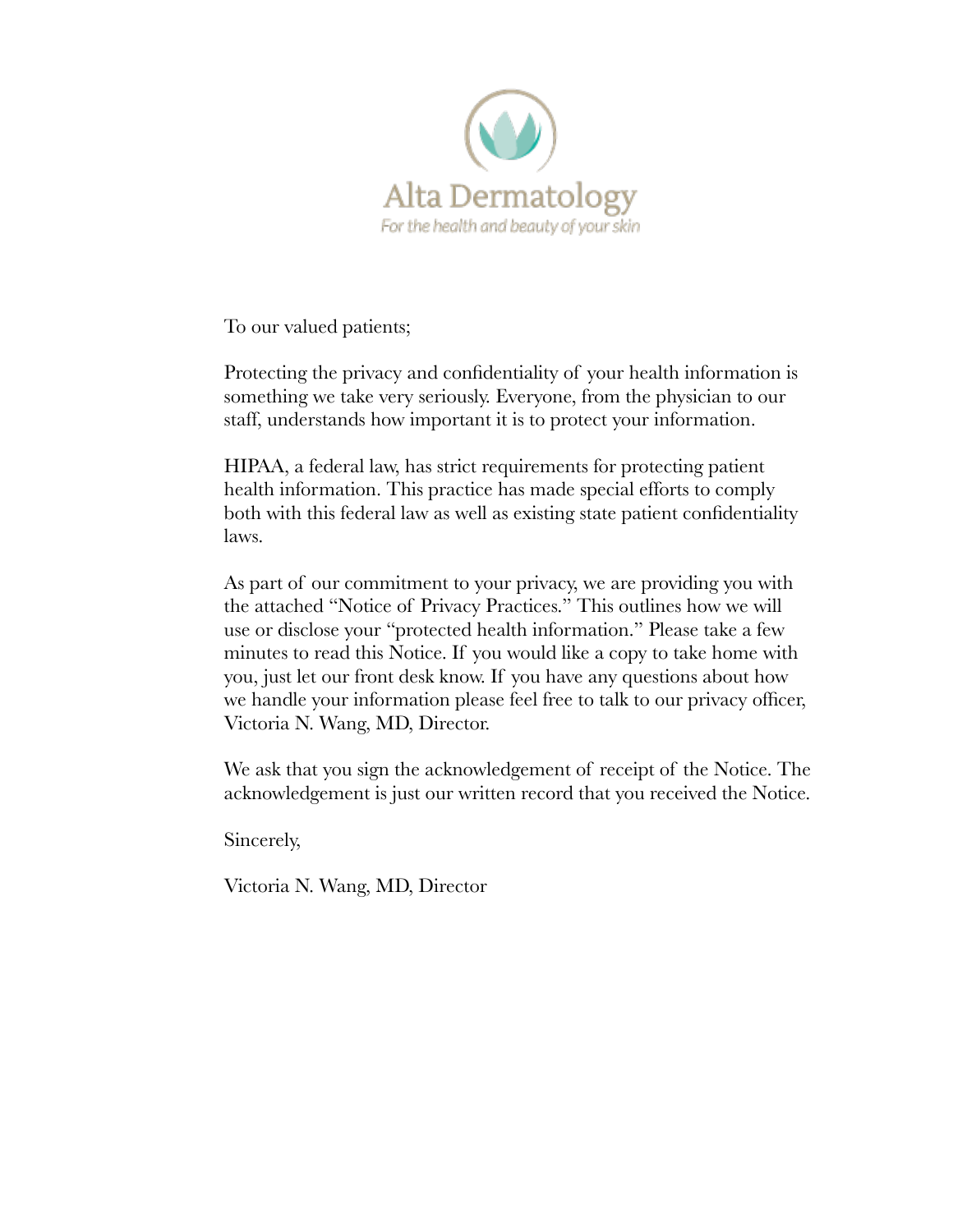# Alta Dermatology

*For the health and beauty of your skin*

To our valued patients;

Protecting the privacy and confidentiality of your health information is something we take very seriously. Everyone, from the physician to our staff, understands how important it is to protect your information.

HIPAA, a federal law, has strict requirements for protecting patient health information. This practice has made special efforts to comply both with this federal law as well as existing state patient confidentiality laws.

As part of our commitment to your privacy, we are providing you with the attached "Notice of Privacy Practices." This outlines how we will use or disclose your "protected health information." Please take a few minutes to read this Notice. If you would like a copy to take home with you, just let our front desk know. If you have any questions about how we handle your information please feel free to talk to our privacy officer, Victoria N. Wang, MD, Director.

We ask that you sign the acknowledgement of receipt of the Notice. The acknowledgement is just our written record that you received the Notice.

Sincerely,

Victoria N. Wang, MD, Director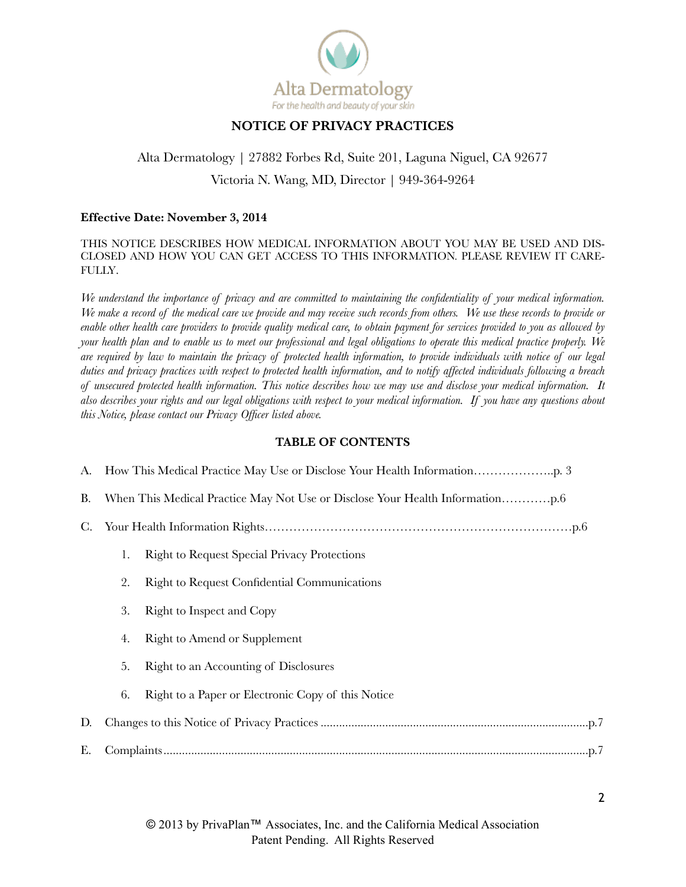Alta Dermatology

For the health and beauty of your skin

## NOTICE OF PRIVACY PRACTICES

Alta Dermatology | 27882 Forbes Rd, Suite 201, Laguna Niguel, CA 92677

Victoria N. Wang, MD, Director | 949-364-9264

**Effective Date: November 3, 2014**

THIS NOTICE DESCRIBES HOW MEDICAL INFORMATION ABOUT YOU MAY BE USED AND DISCLOSED AND HOW YOU CAN GET ACCESS TO THIS INFORMATION. PLEASE REVIEW IT CAREFULLY.

*We understand the importance of privacy and are committed to maintaining the confidentiality of your medical information. We make a record of the medical care we provide and may receive such records from others. We use these records to provide or enable other health care providers to provide quality medical care, to obtain payment for services provided to you as allowed by your health plan and to enable us to meet our professional and legal obligations to operate this medical practice properly. We are required by law to maintain the privacy of protected health information, to provide individuals with notice of our legal duties and privacy practices with respect to protected health information, and to notify affected individuals following a breach of unsecured protected health information. This notice describes how we may use and disclose your medical information. It also describes your rights and our legal obligations with respect to your medical information. If you have any questions about this Notice, please contact our Privacy Officer listed above.*

## TABLE OF CONTENTS

A. How This Medical Practice May Use or Disclose Your Health Information………………..p. 3

B. When This Medical Practice May Not Use or Disclose Your Health Information…………p.6

C. Your Health Information Rights……………………………………………………………….p.6

1. Right to Request Special Privacy Protections
2. Right to Request Confidential Communications
3. Right to Inspect and Copy
4. Right to Amend or Supplement
5. Right to an Accounting of Disclosures
6. Right to a Paper or Electronic Copy of this Notice

D. Changes to this Notice of Privacy Practices ........................................................................p.7

E. Complaints.............................................................................................................................p.7

© 2013 by PrivaPlan™ Associates, Inc. and the California Medical Association
Patent Pending. All Rights Reserved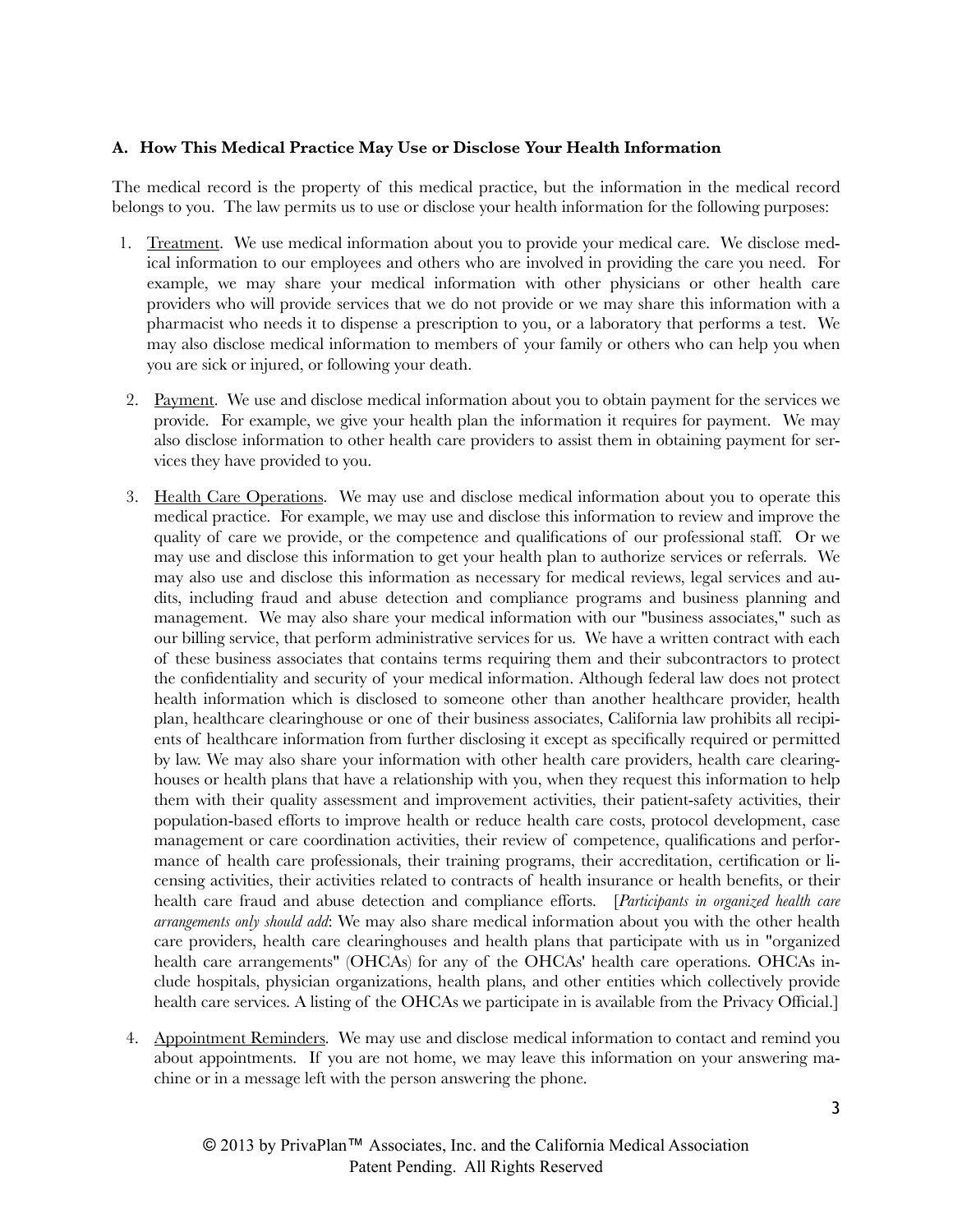**A. How This Medical Practice May Use or Disclose Your Health Information**

The medical record is the property of this medical practice, but the information in the medical record belongs to you. The law permits us to use or disclose your health information for the following purposes:

1. Treatment. We use medical information about you to provide your medical care. We disclose medical information to our employees and others who are involved in providing the care you need. For example, we may share your medical information with other physicians or other health care providers who will provide services that we do not provide or we may share this information with a pharmacist who needs it to dispense a prescription to you, or a laboratory that performs a test. We may also disclose medical information to members of your family or others who can help you when you are sick or injured, or following your death.

2. Payment. We use and disclose medical information about you to obtain payment for the services we provide. For example, we give your health plan the information it requires for payment. We may also disclose information to other health care providers to assist them in obtaining payment for services they have provided to you.

3. Health Care Operations. We may use and disclose medical information about you to operate this medical practice. For example, we may use and disclose this information to review and improve the quality of care we provide, or the competence and qualifications of our professional staff. Or we may use and disclose this information to get your health plan to authorize services or referrals. We may also use and disclose this information as necessary for medical reviews, legal services and audits, including fraud and abuse detection and compliance programs and business planning and management. We may also share your medical information with our "business associates," such as our billing service, that perform administrative services for us. We have a written contract with each of these business associates that contains terms requiring them and their subcontractors to protect the confidentiality and security of your medical information. Although federal law does not protect health information which is disclosed to someone other than another healthcare provider, health plan, healthcare clearinghouse or one of their business associates, California law prohibits all recipients of healthcare information from further disclosing it except as specifically required or permitted by law. We may also share your information with other health care providers, health care clearinghouses or health plans that have a relationship with you, when they request this information to help them with their quality assessment and improvement activities, their patient-safety activities, their population-based efforts to improve health or reduce health care costs, protocol development, case management or care coordination activities, their review of competence, qualifications and performance of health care professionals, their training programs, their accreditation, certification or licensing activities, their activities related to contracts of health insurance or health benefits, or their health care fraud and abuse detection and compliance efforts. [*Participants in organized health care arrangements only should add*: We may also share medical information about you with the other health care providers, health care clearinghouses and health plans that participate with us in "organized health care arrangements" (OHCAs) for any of the OHCAs' health care operations. OHCAs include hospitals, physician organizations, health plans, and other entities which collectively provide health care services. A listing of the OHCAs we participate in is available from the Privacy Official.]

4. Appointment Reminders. We may use and disclose medical information to contact and remind you about appointments. If you are not home, we may leave this information on your answering machine or in a message left with the person answering the phone.

© 2013 by PrivaPlan™ Associates, Inc. and the California Medical Association
Patent Pending. All Rights Reserved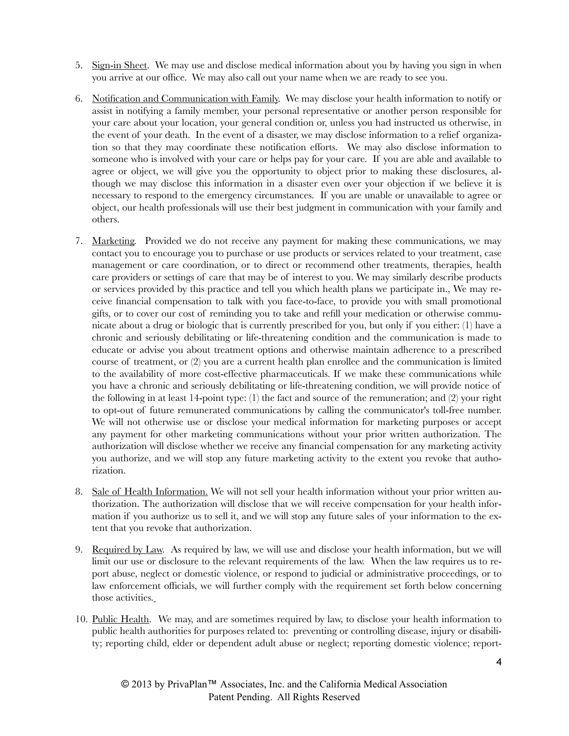5. Sign-in Sheet. We may use and disclose medical information about you by having you sign in when you arrive at our office. We may also call out your name when we are ready to see you.

6. Notification and Communication with Family. We may disclose your health information to notify or assist in notifying a family member, your personal representative or another person responsible for your care about your location, your general condition or, unless you had instructed us otherwise, in the event of your death. In the event of a disaster, we may disclose information to a relief organization so that they may coordinate these notification efforts. We may also disclose information to someone who is involved with your care or helps pay for your care. If you are able and available to agree or object, we will give you the opportunity to object prior to making these disclosures, although we may disclose this information in a disaster even over your objection if we believe it is necessary to respond to the emergency circumstances. If you are unable or unavailable to agree or object, our health professionals will use their best judgment in communication with your family and others.

7. Marketing. Provided we do not receive any payment for making these communications, we may contact you to encourage you to purchase or use products or services related to your treatment, case management or care coordination, or to direct or recommend other treatments, therapies, health care providers or settings of care that may be of interest to you. We may similarly describe products or services provided by this practice and tell you which health plans we participate in., We may receive financial compensation to talk with you face-to-face, to provide you with small promotional gifts, or to cover our cost of reminding you to take and refill your medication or otherwise communicate about a drug or biologic that is currently prescribed for you, but only if you either: (1) have a chronic and seriously debilitating or life-threatening condition and the communication is made to educate or advise you about treatment options and otherwise maintain adherence to a prescribed course of treatment, or (2) you are a current health plan enrollee and the communication is limited to the availability of more cost-effective pharmaceuticals. If we make these communications while you have a chronic and seriously debilitating or life-threatening condition, we will provide notice of the following in at least 14-point type: (1) the fact and source of the remuneration; and (2) your right to opt-out of future remunerated communications by calling the communicator's toll-free number. We will not otherwise use or disclose your medical information for marketing purposes or accept any payment for other marketing communications without your prior written authorization. The authorization will disclose whether we receive any financial compensation for any marketing activity you authorize, and we will stop any future marketing activity to the extent you revoke that authorization.

8. Sale of Health Information. We will not sell your health information without your prior written authorization. The authorization will disclose that we will receive compensation for your health information if you authorize us to sell it, and we will stop any future sales of your information to the extent that you revoke that authorization.

9. Required by Law. As required by law, we will use and disclose your health information, but we will limit our use or disclosure to the relevant requirements of the law. When the law requires us to report abuse, neglect or domestic violence, or respond to judicial or administrative proceedings, or to law enforcement officials, we will further comply with the requirement set forth below concerning those activities.

10. Public Health. We may, and are sometimes required by law, to disclose your health information to public health authorities for purposes related to: preventing or controlling disease, injury or disability; reporting child, elder or dependent adult abuse or neglect; reporting domestic violence; report-

© 2013 by PrivaPlan™ Associates, Inc. and the California Medical Association
Patent Pending. All Rights Reserved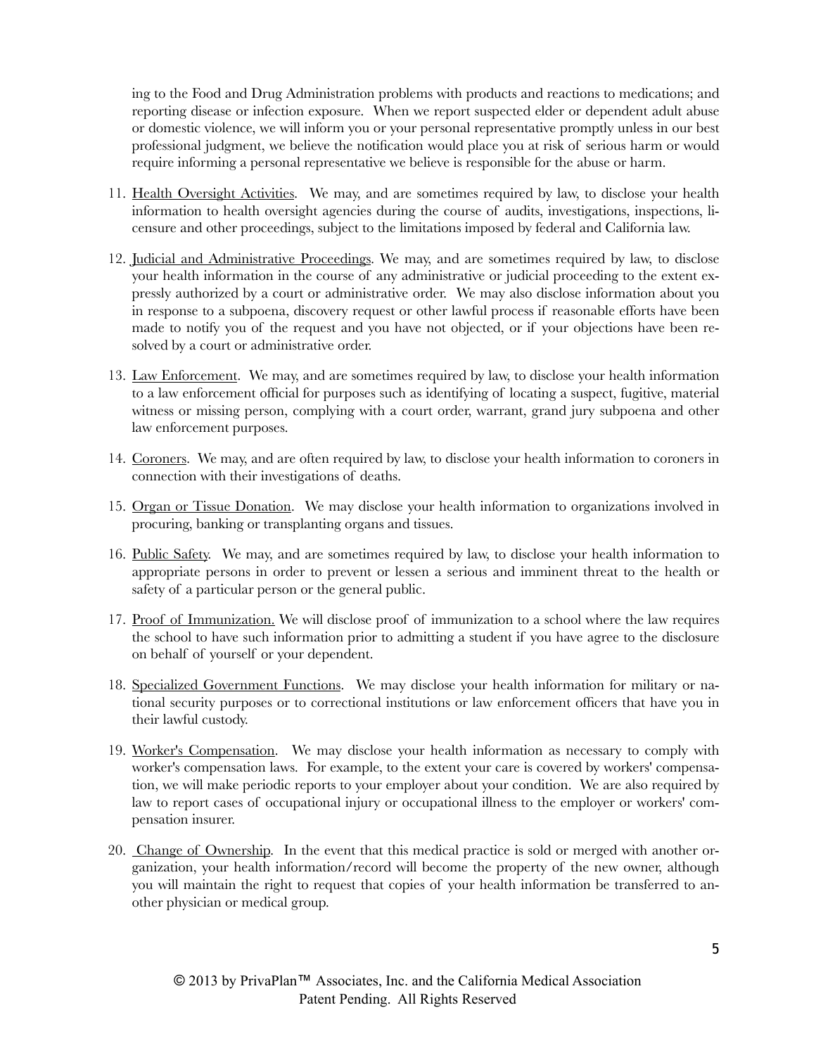ing to the Food and Drug Administration problems with products and reactions to medications; and reporting disease or infection exposure. When we report suspected elder or dependent adult abuse or domestic violence, we will inform you or your personal representative promptly unless in our best professional judgment, we believe the notification would place you at risk of serious harm or would require informing a personal representative we believe is responsible for the abuse or harm.

11. Health Oversight Activities. We may, and are sometimes required by law, to disclose your health information to health oversight agencies during the course of audits, investigations, inspections, licensure and other proceedings, subject to the limitations imposed by federal and California law.

12. Judicial and Administrative Proceedings. We may, and are sometimes required by law, to disclose your health information in the course of any administrative or judicial proceeding to the extent expressly authorized by a court or administrative order. We may also disclose information about you in response to a subpoena, discovery request or other lawful process if reasonable efforts have been made to notify you of the request and you have not objected, or if your objections have been resolved by a court or administrative order.

13. Law Enforcement. We may, and are sometimes required by law, to disclose your health information to a law enforcement official for purposes such as identifying of locating a suspect, fugitive, material witness or missing person, complying with a court order, warrant, grand jury subpoena and other law enforcement purposes.

14. Coroners. We may, and are often required by law, to disclose your health information to coroners in connection with their investigations of deaths.

15. Organ or Tissue Donation. We may disclose your health information to organizations involved in procuring, banking or transplanting organs and tissues.

16. Public Safety. We may, and are sometimes required by law, to disclose your health information to appropriate persons in order to prevent or lessen a serious and imminent threat to the health or safety of a particular person or the general public.

17. Proof of Immunization. We will disclose proof of immunization to a school where the law requires the school to have such information prior to admitting a student if you have agree to the disclosure on behalf of yourself or your dependent.

18. Specialized Government Functions. We may disclose your health information for military or national security purposes or to correctional institutions or law enforcement officers that have you in their lawful custody.

19. Worker's Compensation. We may disclose your health information as necessary to comply with worker's compensation laws. For example, to the extent your care is covered by workers' compensation, we will make periodic reports to your employer about your condition. We are also required by law to report cases of occupational injury or occupational illness to the employer or workers' compensation insurer.

20. Change of Ownership. In the event that this medical practice is sold or merged with another organization, your health information/record will become the property of the new owner, although you will maintain the right to request that copies of your health information be transferred to another physician or medical group.

© 2013 by PrivaPlan™ Associates, Inc. and the California Medical Association
Patent Pending. All Rights Reserved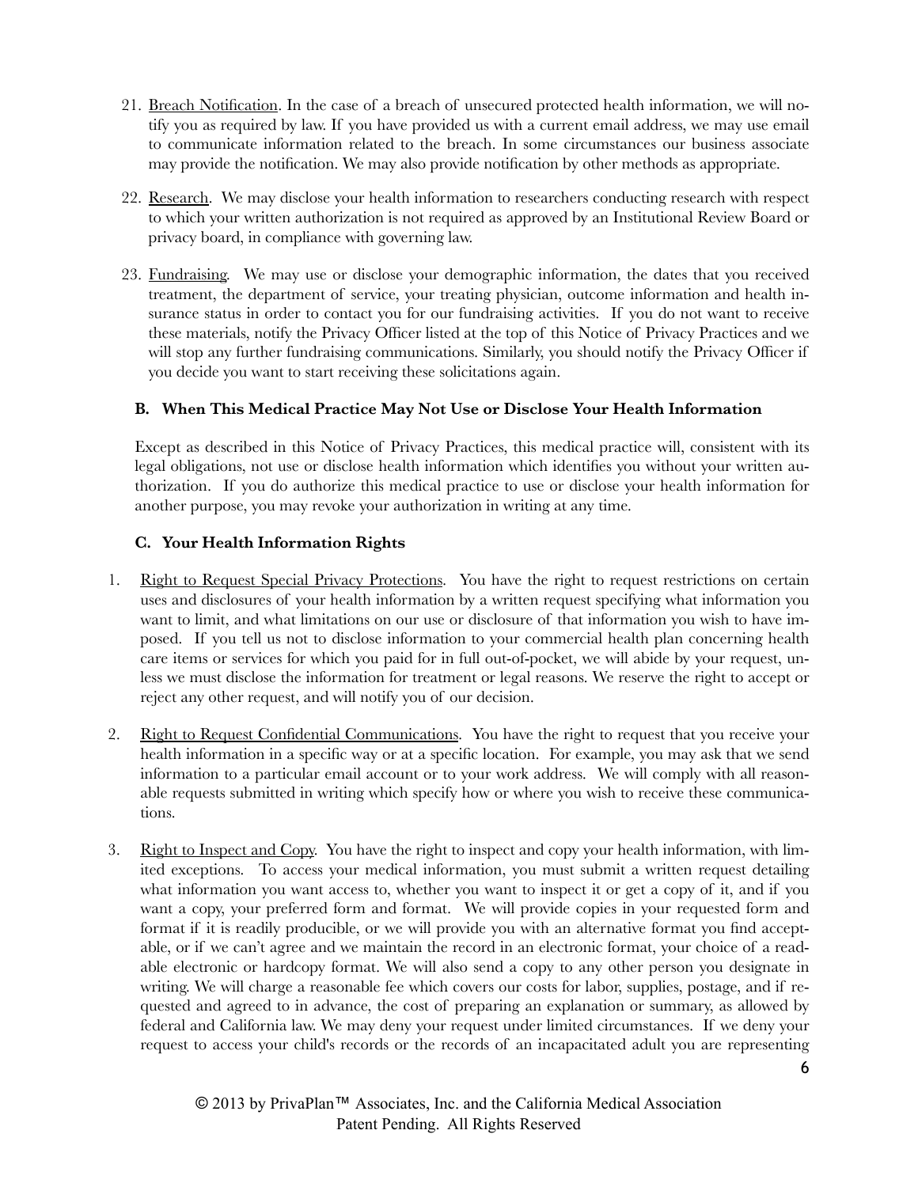21. Breach Notification. In the case of a breach of unsecured protected health information, we will notify you as required by law. If you have provided us with a current email address, we may use email to communicate information related to the breach. In some circumstances our business associate may provide the notification. We may also provide notification by other methods as appropriate.

22. Research. We may disclose your health information to researchers conducting research with respect to which your written authorization is not required as approved by an Institutional Review Board or privacy board, in compliance with governing law.

23. Fundraising. We may use or disclose your demographic information, the dates that you received treatment, the department of service, your treating physician, outcome information and health insurance status in order to contact you for our fundraising activities. If you do not want to receive these materials, notify the Privacy Officer listed at the top of this Notice of Privacy Practices and we will stop any further fundraising communications. Similarly, you should notify the Privacy Officer if you decide you want to start receiving these solicitations again.

### B. When This Medical Practice May Not Use or Disclose Your Health Information

Except as described in this Notice of Privacy Practices, this medical practice will, consistent with its legal obligations, not use or disclose health information which identifies you without your written authorization. If you do authorize this medical practice to use or disclose your health information for another purpose, you may revoke your authorization in writing at any time.

### C. Your Health Information Rights

1. Right to Request Special Privacy Protections. You have the right to request restrictions on certain uses and disclosures of your health information by a written request specifying what information you want to limit, and what limitations on our use or disclosure of that information you wish to have imposed. If you tell us not to disclose information to your commercial health plan concerning health care items or services for which you paid for in full out-of-pocket, we will abide by your request, unless we must disclose the information for treatment or legal reasons. We reserve the right to accept or reject any other request, and will notify you of our decision.

2. Right to Request Confidential Communications. You have the right to request that you receive your health information in a specific way or at a specific location. For example, you may ask that we send information to a particular email account or to your work address. We will comply with all reasonable requests submitted in writing which specify how or where you wish to receive these communications.

3. Right to Inspect and Copy. You have the right to inspect and copy your health information, with limited exceptions. To access your medical information, you must submit a written request detailing what information you want access to, whether you want to inspect it or get a copy of it, and if you want a copy, your preferred form and format. We will provide copies in your requested form and format if it is readily producible, or we will provide you with an alternative format you find acceptable, or if we can't agree and we maintain the record in an electronic format, your choice of a readable electronic or hardcopy format. We will also send a copy to any other person you designate in writing. We will charge a reasonable fee which covers our costs for labor, supplies, postage, and if requested and agreed to in advance, the cost of preparing an explanation or summary, as allowed by federal and California law. We may deny your request under limited circumstances. If we deny your request to access your child's records or the records of an incapacitated adult you are representing

© 2013 by PrivaPlan™ Associates, Inc. and the California Medical Association
Patent Pending. All Rights Reserved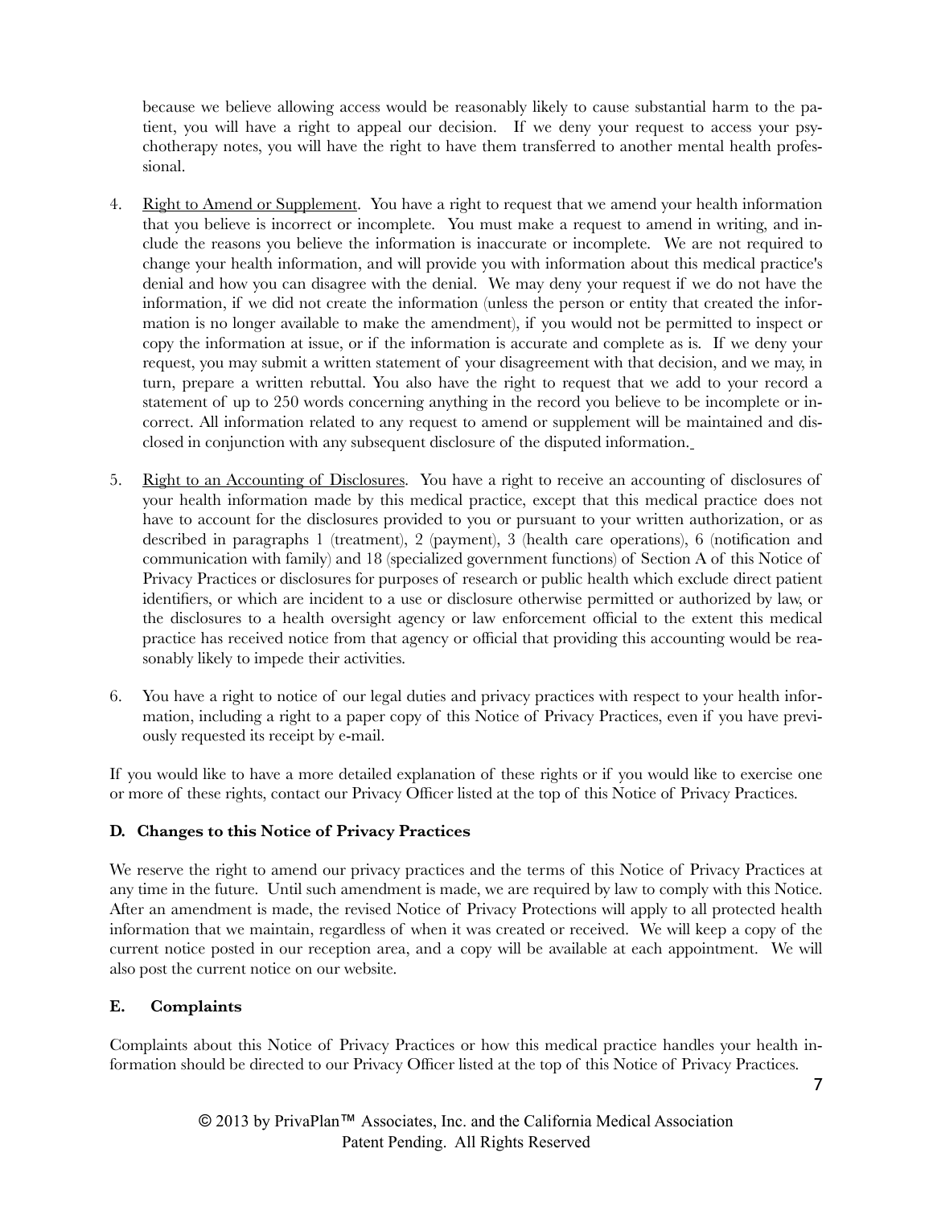because we believe allowing access would be reasonably likely to cause substantial harm to the patient, you will have a right to appeal our decision. If we deny your request to access your psychotherapy notes, you will have the right to have them transferred to another mental health professional.

4. Right to Amend or Supplement. You have a right to request that we amend your health information that you believe is incorrect or incomplete. You must make a request to amend in writing, and include the reasons you believe the information is inaccurate or incomplete. We are not required to change your health information, and will provide you with information about this medical practice's denial and how you can disagree with the denial. We may deny your request if we do not have the information, if we did not create the information (unless the person or entity that created the information is no longer available to make the amendment), if you would not be permitted to inspect or copy the information at issue, or if the information is accurate and complete as is. If we deny your request, you may submit a written statement of your disagreement with that decision, and we may, in turn, prepare a written rebuttal. You also have the right to request that we add to your record a statement of up to 250 words concerning anything in the record you believe to be incomplete or incorrect. All information related to any request to amend or supplement will be maintained and disclosed in conjunction with any subsequent disclosure of the disputed information.

5. Right to an Accounting of Disclosures. You have a right to receive an accounting of disclosures of your health information made by this medical practice, except that this medical practice does not have to account for the disclosures provided to you or pursuant to your written authorization, or as described in paragraphs 1 (treatment), 2 (payment), 3 (health care operations), 6 (notification and communication with family) and 18 (specialized government functions) of Section A of this Notice of Privacy Practices or disclosures for purposes of research or public health which exclude direct patient identifiers, or which are incident to a use or disclosure otherwise permitted or authorized by law, or the disclosures to a health oversight agency or law enforcement official to the extent this medical practice has received notice from that agency or official that providing this accounting would be reasonably likely to impede their activities.

6. You have a right to notice of our legal duties and privacy practices with respect to your health information, including a right to a paper copy of this Notice of Privacy Practices, even if you have previously requested its receipt by e-mail.

If you would like to have a more detailed explanation of these rights or if you would like to exercise one or more of these rights, contact our Privacy Officer listed at the top of this Notice of Privacy Practices.

### D. Changes to this Notice of Privacy Practices

We reserve the right to amend our privacy practices and the terms of this Notice of Privacy Practices at any time in the future. Until such amendment is made, we are required by law to comply with this Notice. After an amendment is made, the revised Notice of Privacy Protections will apply to all protected health information that we maintain, regardless of when it was created or received. We will keep a copy of the current notice posted in our reception area, and a copy will be available at each appointment. We will also post the current notice on our website.

### E. Complaints

Complaints about this Notice of Privacy Practices or how this medical practice handles your health information should be directed to our Privacy Officer listed at the top of this Notice of Privacy Practices.

© 2013 by PrivaPlan™ Associates, Inc. and the California Medical Association
Patent Pending. All Rights Reserved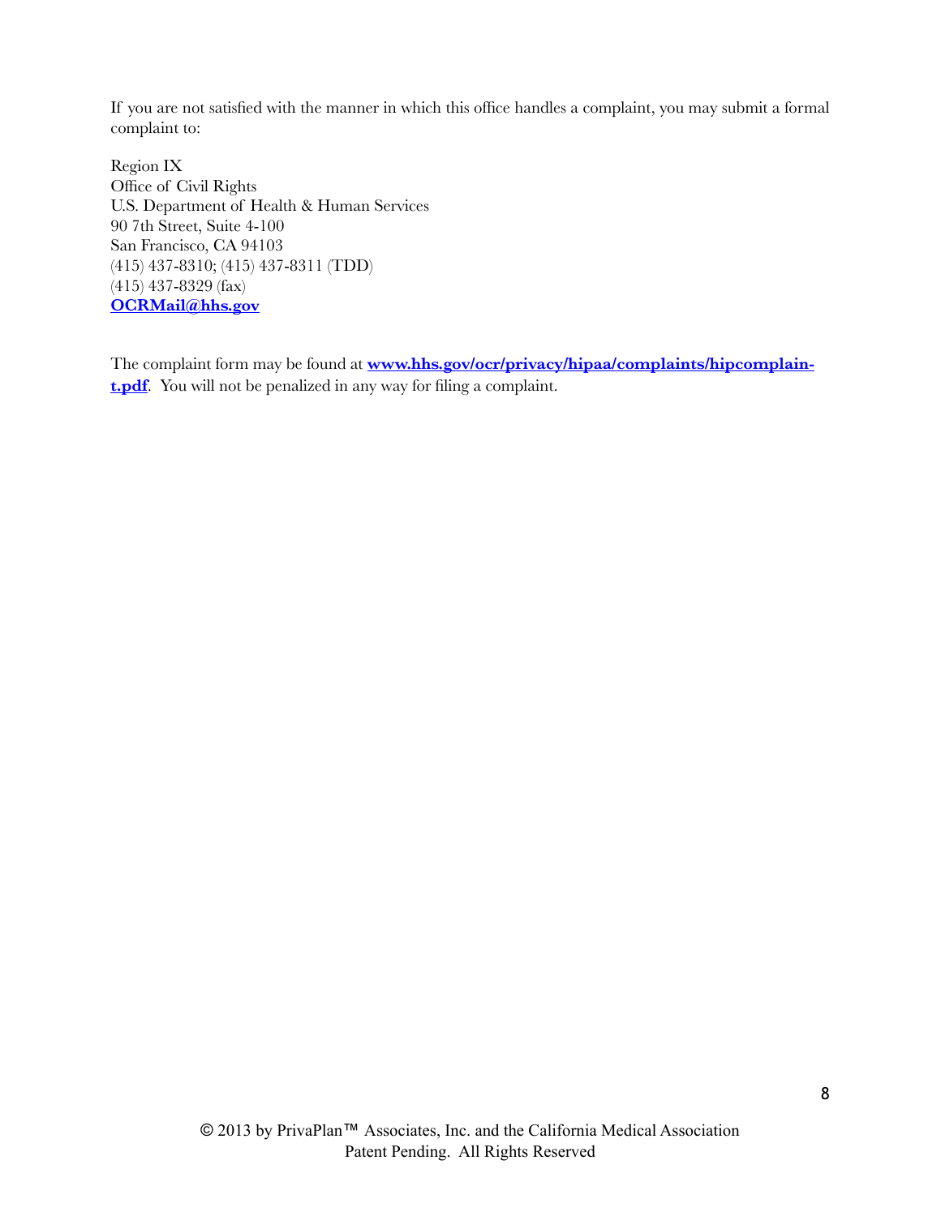If you are not satisfied with the manner in which this office handles a complaint, you may submit a formal complaint to:

Region IX
Office of Civil Rights
U.S. Department of Health & Human Services
90 7th Street, Suite 4-100
San Francisco, CA 94103
(415) 437-8310; (415) 437-8311 (TDD)
(415) 437-8329 (fax)
**OCRMail@hhs.gov**

The complaint form may be found at **www.hhs.gov/ocr/privacy/hipaa/complaints/hipcomplaint.pdf**. You will not be penalized in any way for filing a complaint.

© 2013 by PrivaPlan™ Associates, Inc. and the California Medical Association
Patent Pending. All Rights Reserved